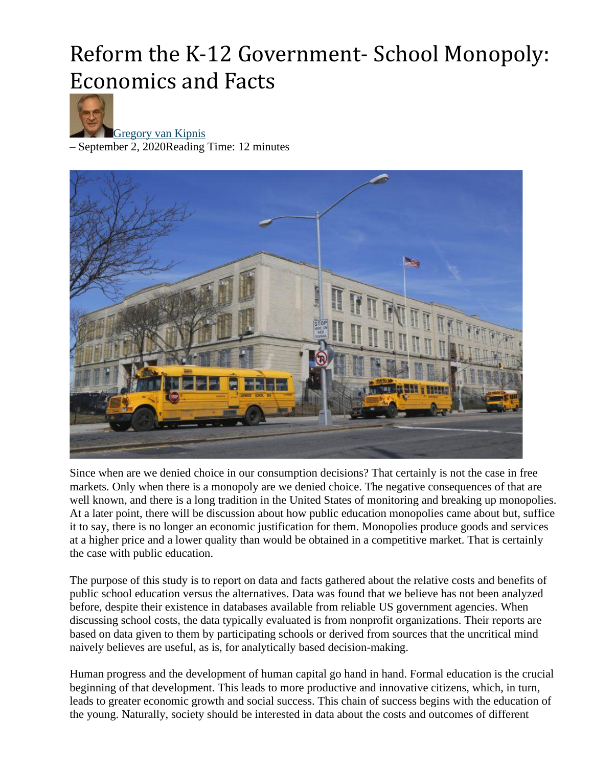# Reform the K-12 Government- School Monopoly: Economics and Facts

[Gregory van Kipnis](Gregory van Kipnis)

– September 2, 2020Reading Time: 12 minutes

Since when are we denied choice in our consumption decisions? That certainly is not the case in free markets. Only when there is a monopoly are we denied choice. The negative consequences of that are well known, and there is a long tradition in the United States of monitoring and breaking up monopolies. At a later point, there will be discussion about how public education monopolies came about but, suffice it to say, there is no longer an economic justification for them. Monopolies produce goods and services at a higher price and a lower quality than would be obtained in a competitive market. That is certainly the case with public education.

The purpose of this study is to report on data and facts gathered about the relative costs and benefits of public school education versus the alternatives. Data was found that we believe has not been analyzed before, despite their existence in databases available from reliable US government agencies. When discussing school costs, the data typically evaluated is from nonprofit organizations. Their reports are based on data given to them by participating schools or derived from sources that the uncritical mind naively believes are useful, as is, for analytically based decision-making.

Human progress and the development of human capital go hand in hand. Formal education is the crucial beginning of that development. This leads to more productive and innovative citizens, which, in turn, leads to greater economic growth and social success. This chain of success begins with the education of the young. Naturally, society should be interested in data about the costs and outcomes of different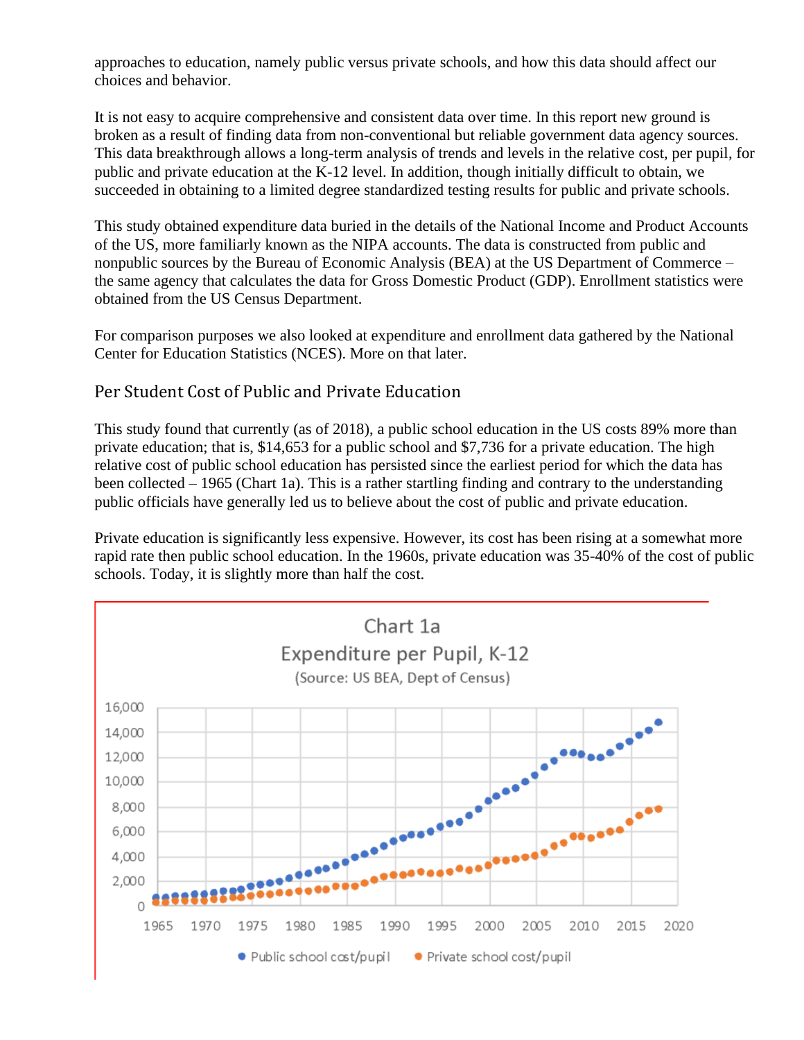approaches to education, namely public versus private schools, and how this data should affect our choices and behavior.

It is not easy to acquire comprehensive and consistent data over time. In this report new ground is broken as a result of finding data from non-conventional but reliable government data agency sources. This data breakthrough allows a long-term analysis of trends and levels in the relative cost, per pupil, for public and private education at the K-12 level. In addition, though initially difficult to obtain, we succeeded in obtaining to a limited degree standardized testing results for public and private schools.

This study obtained expenditure data buried in the details of the National Income and Product Accounts of the US, more familiarly known as the NIPA accounts. The data is constructed from public and nonpublic sources by the Bureau of Economic Analysis (BEA) at the US Department of Commerce – the same agency that calculates the data for Gross Domestic Product (GDP). Enrollment statistics were obtained from the US Census Department.

For comparison purposes we also looked at expenditure and enrollment data gathered by the National Center for Education Statistics (NCES). More on that later.

## Per Student Cost of Public and Private Education

This study found that currently (as of 2018), a public school education in the US costs 89% more than private education; that is, $14,653 for a public school and $7,736 for a private education. The high relative cost of public school education has persisted since the earliest period for which the data has been collected – 1965 (Chart 1a). This is a rather startling finding and contrary to the understanding public officials have generally led us to believe about the cost of public and private education.

Private education is significantly less expensive. However, its cost has been rising at a somewhat more rapid rate then public school education. In the 1960s, private education was 35-40% of the cost of public schools. Today, it is slightly more than half the cost.

Chart 1a
Expenditure per Pupil, K-12
(Source: US BEA, Dept of Census)

Legend: Public school cost/pupil; Private school cost/pupil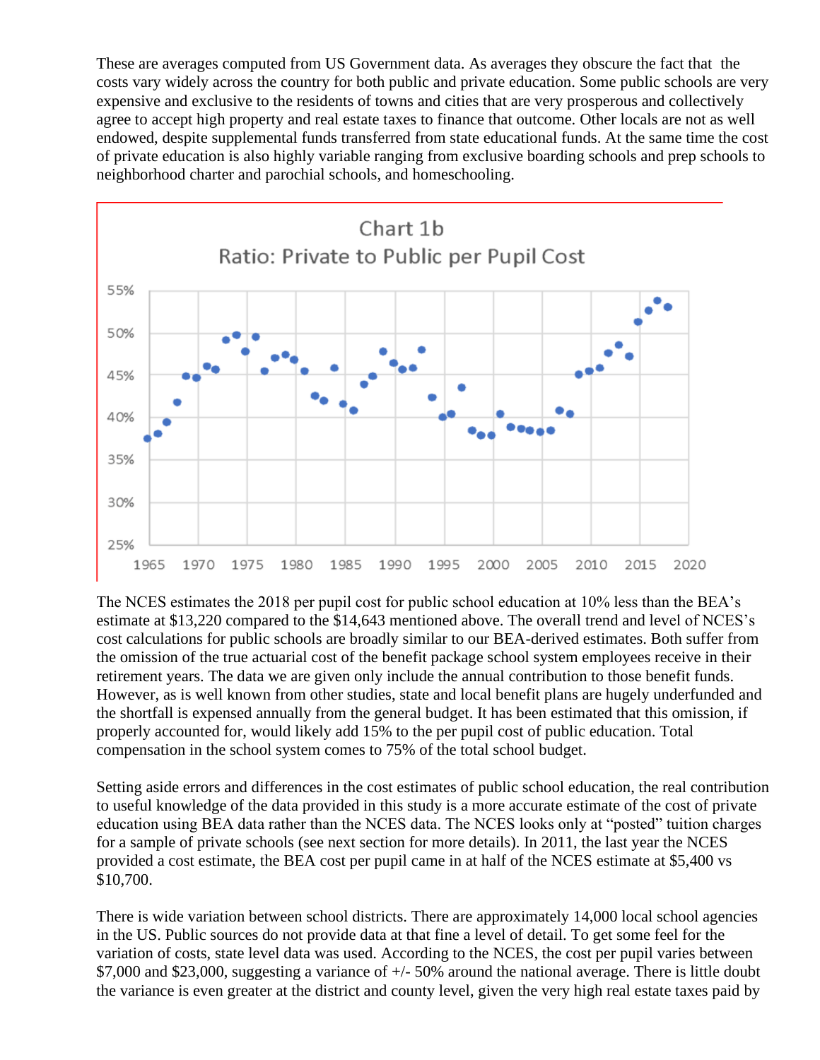These are averages computed from US Government data. As averages they obscure the fact that the costs vary widely across the country for both public and private education. Some public schools are very expensive and exclusive to the residents of towns and cities that are very prosperous and collectively agree to accept high property and real estate taxes to finance that outcome. Other locals are not as well endowed, despite supplemental funds transferred from state educational funds. At the same time the cost of private education is also highly variable ranging from exclusive boarding schools and prep schools to neighborhood charter and parochial schools, and homeschooling.

Chart 1b
Ratio: Private to Public per Pupil Cost

The NCES estimates the 2018 per pupil cost for public school education at 10% less than the BEA's estimate at $13,220 compared to the $14,643 mentioned above. The overall trend and level of NCES's cost calculations for public schools are broadly similar to our BEA-derived estimates. Both suffer from the omission of the true actuarial cost of the benefit package school system employees receive in their retirement years. The data we are given only include the annual contribution to those benefit funds. However, as is well known from other studies, state and local benefit plans are hugely underfunded and the shortfall is expensed annually from the general budget. It has been estimated that this omission, if properly accounted for, would likely add 15% to the per pupil cost of public education. Total compensation in the school system comes to 75% of the total school budget.

Setting aside errors and differences in the cost estimates of public school education, the real contribution to useful knowledge of the data provided in this study is a more accurate estimate of the cost of private education using BEA data rather than the NCES data. The NCES looks only at "posted" tuition charges for a sample of private schools (see next section for more details). In 2011, the last year the NCES provided a cost estimate, the BEA cost per pupil came in at half of the NCES estimate at $5,400 vs $10,700.

There is wide variation between school districts. There are approximately 14,000 local school agencies in the US. Public sources do not provide data at that fine a level of detail. To get some feel for the variation of costs, state level data was used. According to the NCES, the cost per pupil varies between $7,000 and $23,000, suggesting a variance of +/- 50% around the national average. There is little doubt the variance is even greater at the district and county level, given the very high real estate taxes paid by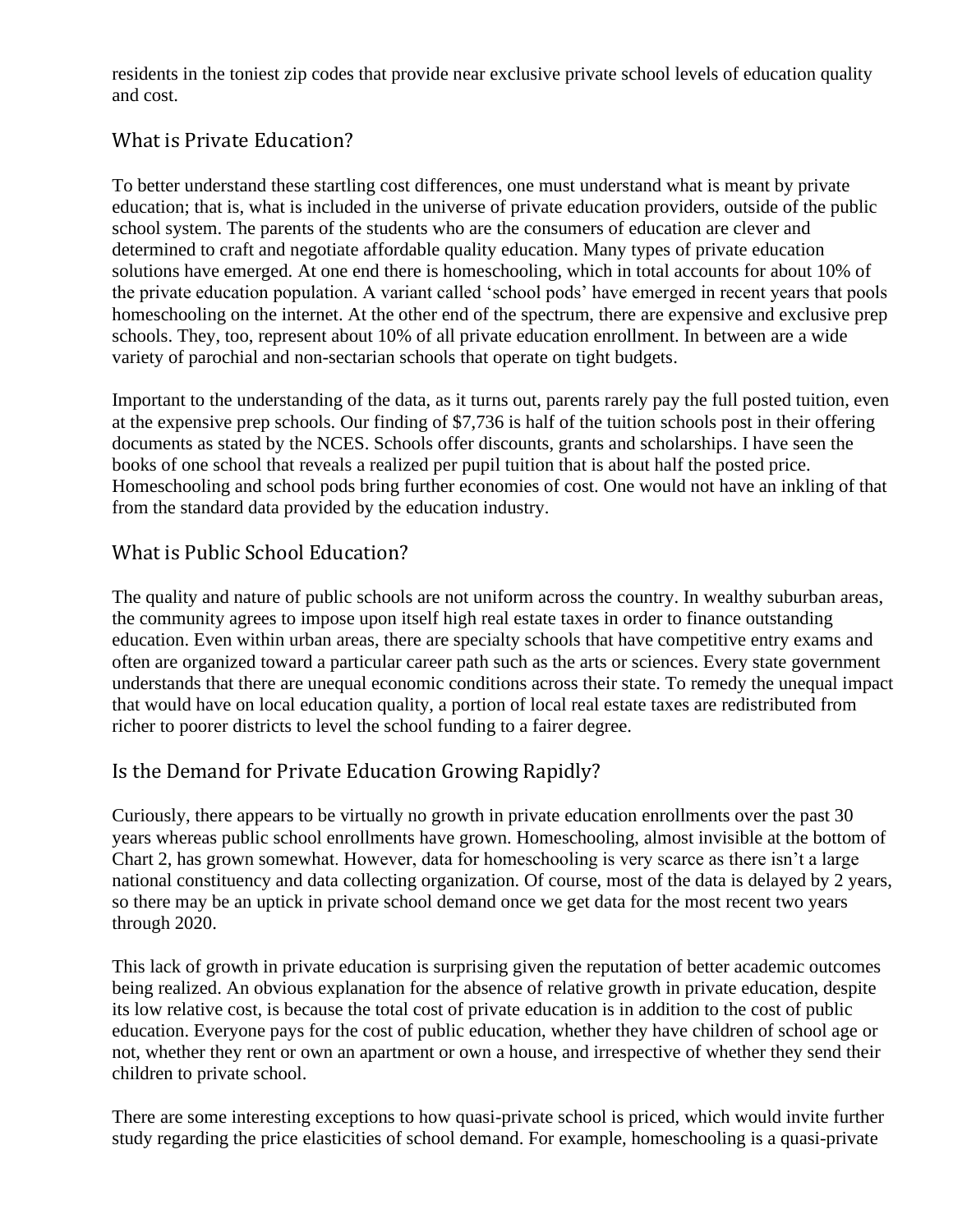residents in the toniest zip codes that provide near exclusive private school levels of education quality and cost.

## What is Private Education?

To better understand these startling cost differences, one must understand what is meant by private education; that is, what is included in the universe of private education providers, outside of the public school system. The parents of the students who are the consumers of education are clever and determined to craft and negotiate affordable quality education. Many types of private education solutions have emerged. At one end there is homeschooling, which in total accounts for about 10% of the private education population. A variant called 'school pods' have emerged in recent years that pools homeschooling on the internet. At the other end of the spectrum, there are expensive and exclusive prep schools. They, too, represent about 10% of all private education enrollment. In between are a wide variety of parochial and non-sectarian schools that operate on tight budgets.

Important to the understanding of the data, as it turns out, parents rarely pay the full posted tuition, even at the expensive prep schools. Our finding of $7,736 is half of the tuition schools post in their offering documents as stated by the NCES. Schools offer discounts, grants and scholarships. I have seen the books of one school that reveals a realized per pupil tuition that is about half the posted price. Homeschooling and school pods bring further economies of cost. One would not have an inkling of that from the standard data provided by the education industry.

## What is Public School Education?

The quality and nature of public schools are not uniform across the country. In wealthy suburban areas, the community agrees to impose upon itself high real estate taxes in order to finance outstanding education. Even within urban areas, there are specialty schools that have competitive entry exams and often are organized toward a particular career path such as the arts or sciences. Every state government understands that there are unequal economic conditions across their state. To remedy the unequal impact that would have on local education quality, a portion of local real estate taxes are redistributed from richer to poorer districts to level the school funding to a fairer degree.

## Is the Demand for Private Education Growing Rapidly?

Curiously, there appears to be virtually no growth in private education enrollments over the past 30 years whereas public school enrollments have grown. Homeschooling, almost invisible at the bottom of Chart 2, has grown somewhat. However, data for homeschooling is very scarce as there isn't a large national constituency and data collecting organization. Of course, most of the data is delayed by 2 years, so there may be an uptick in private school demand once we get data for the most recent two years through 2020.

This lack of growth in private education is surprising given the reputation of better academic outcomes being realized. An obvious explanation for the absence of relative growth in private education, despite its low relative cost, is because the total cost of private education is in addition to the cost of public education. Everyone pays for the cost of public education, whether they have children of school age or not, whether they rent or own an apartment or own a house, and irrespective of whether they send their children to private school.

There are some interesting exceptions to how quasi-private school is priced, which would invite further study regarding the price elasticities of school demand. For example, homeschooling is a quasi-private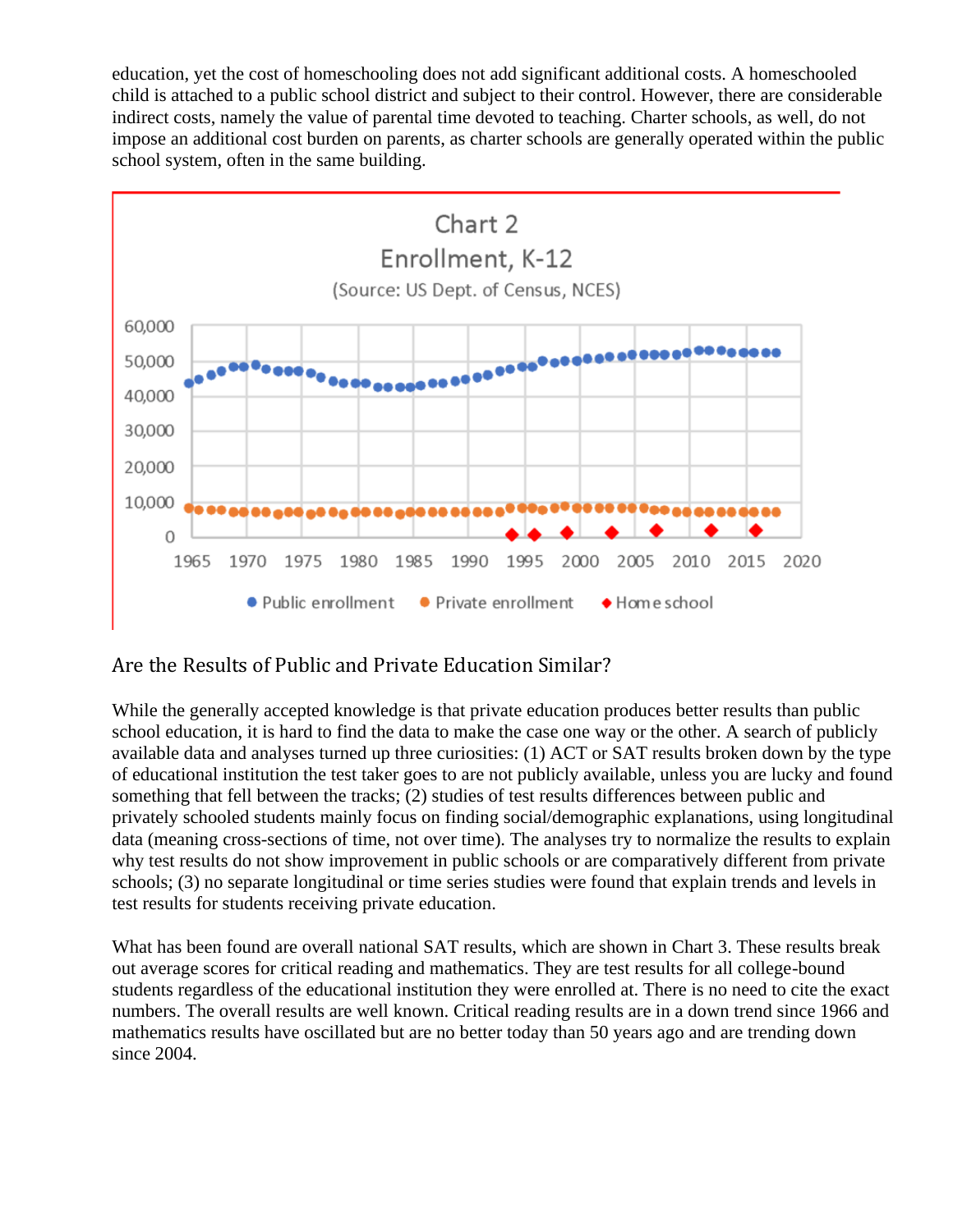education, yet the cost of homeschooling does not add significant additional costs. A homeschooled child is attached to a public school district and subject to their control. However, there are considerable indirect costs, namely the value of parental time devoted to teaching. Charter schools, as well, do not impose an additional cost burden on parents, as charter schools are generally operated within the public school system, often in the same building.

Chart 2
Enrollment, K-12
(Source: US Dept. of Census, NCES)

## Are the Results of Public and Private Education Similar?

While the generally accepted knowledge is that private education produces better results than public school education, it is hard to find the data to make the case one way or the other. A search of publicly available data and analyses turned up three curiosities: (1) ACT or SAT results broken down by the type of educational institution the test taker goes to are not publicly available, unless you are lucky and found something that fell between the tracks; (2) studies of test results differences between public and privately schooled students mainly focus on finding social/demographic explanations, using longitudinal data (meaning cross-sections of time, not over time). The analyses try to normalize the results to explain why test results do not show improvement in public schools or are comparatively different from private schools; (3) no separate longitudinal or time series studies were found that explain trends and levels in test results for students receiving private education.

What has been found are overall national SAT results, which are shown in Chart 3. These results break out average scores for critical reading and mathematics. They are test results for all college-bound students regardless of the educational institution they were enrolled at. There is no need to cite the exact numbers. The overall results are well known. Critical reading results are in a down trend since 1966 and mathematics results have oscillated but are no better today than 50 years ago and are trending down since 2004.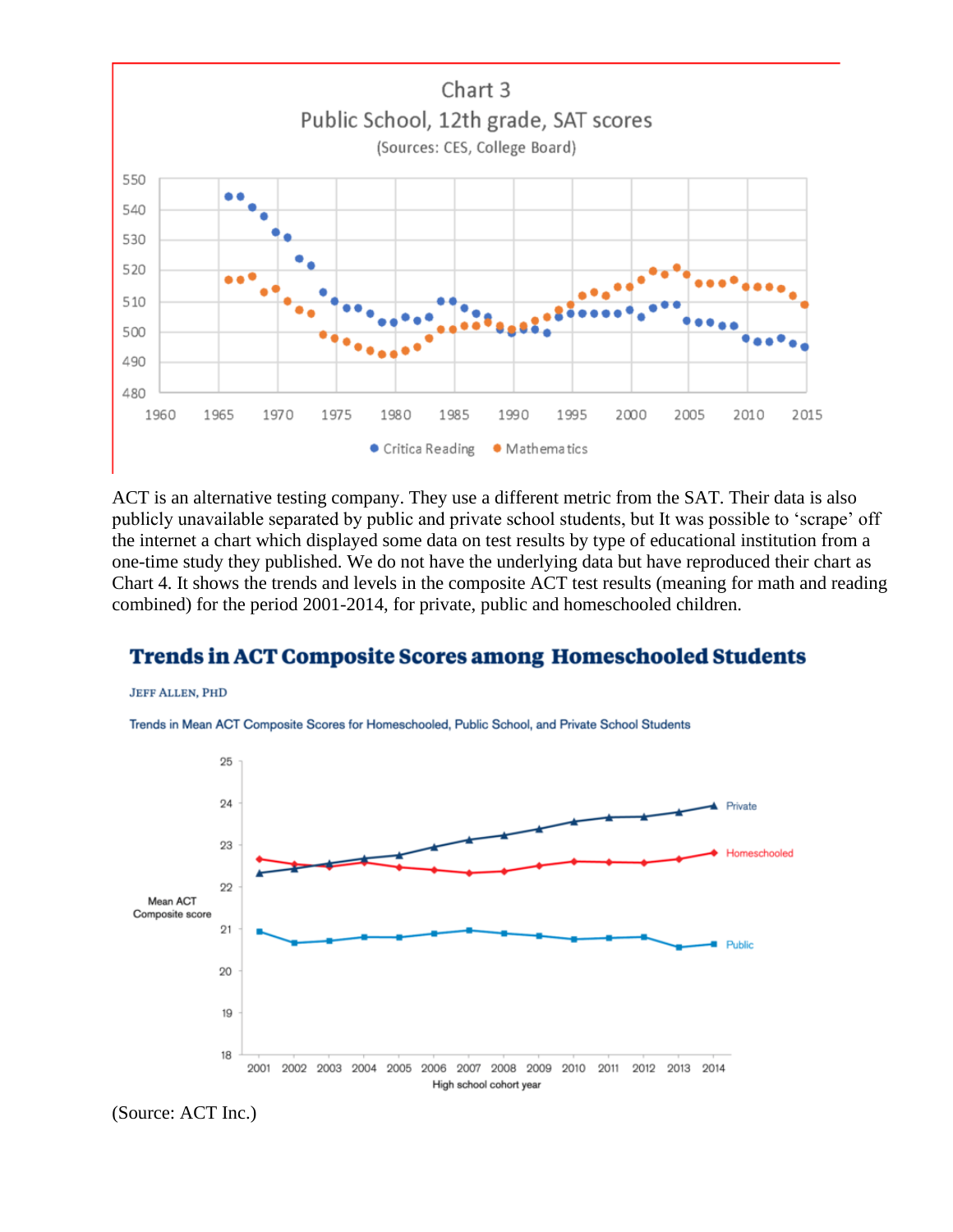Chart 3
Public School, 12th grade, SAT scores
(Sources: CES, College Board)

ACT is an alternative testing company. They use a different metric from the SAT. Their data is also publicly unavailable separated by public and private school students, but It was possible to 'scrape' off the internet a chart which displayed some data on test results by type of educational institution from a one-time study they published. We do not have the underlying data but have reproduced their chart as Chart 4. It shows the trends and levels in the composite ACT test results (meaning for math and reading combined) for the period 2001-2014, for private, public and homeschooled children.

**Trends in ACT Composite Scores among Homeschooled Students**

JEFF ALLEN, PHD

Trends in Mean ACT Composite Scores for Homeschooled, Public School, and Private School Students

(Source: ACT Inc.)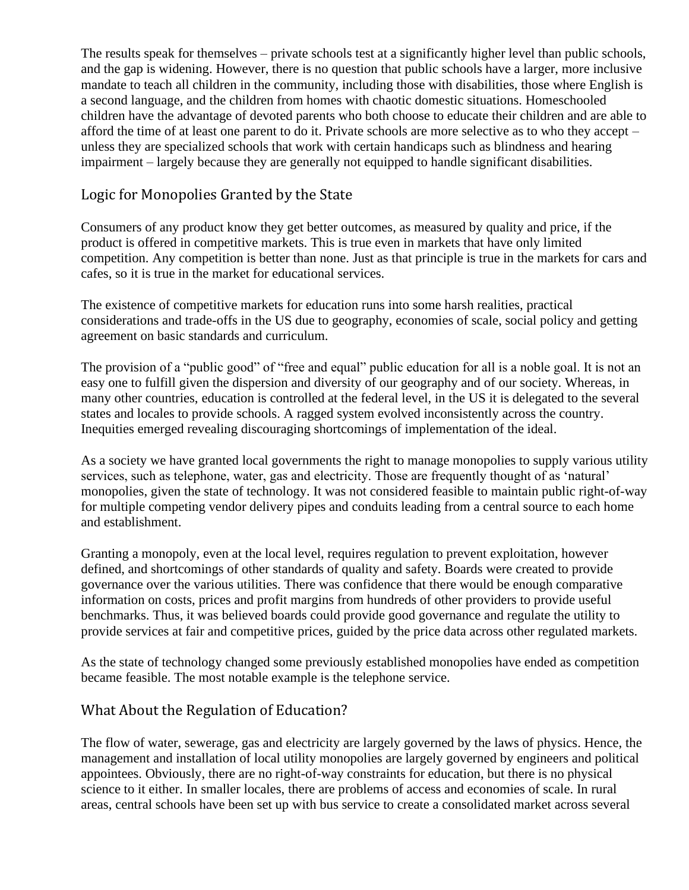The results speak for themselves – private schools test at a significantly higher level than public schools, and the gap is widening. However, there is no question that public schools have a larger, more inclusive mandate to teach all children in the community, including those with disabilities, those where English is a second language, and the children from homes with chaotic domestic situations. Homeschooled children have the advantage of devoted parents who both choose to educate their children and are able to afford the time of at least one parent to do it. Private schools are more selective as to who they accept – unless they are specialized schools that work with certain handicaps such as blindness and hearing impairment – largely because they are generally not equipped to handle significant disabilities.

## Logic for Monopolies Granted by the State

Consumers of any product know they get better outcomes, as measured by quality and price, if the product is offered in competitive markets. This is true even in markets that have only limited competition. Any competition is better than none. Just as that principle is true in the markets for cars and cafes, so it is true in the market for educational services.

The existence of competitive markets for education runs into some harsh realities, practical considerations and trade-offs in the US due to geography, economies of scale, social policy and getting agreement on basic standards and curriculum.

The provision of a "public good" of "free and equal" public education for all is a noble goal. It is not an easy one to fulfill given the dispersion and diversity of our geography and of our society. Whereas, in many other countries, education is controlled at the federal level, in the US it is delegated to the several states and locales to provide schools. A ragged system evolved inconsistently across the country. Inequities emerged revealing discouraging shortcomings of implementation of the ideal.

As a society we have granted local governments the right to manage monopolies to supply various utility services, such as telephone, water, gas and electricity. Those are frequently thought of as 'natural' monopolies, given the state of technology. It was not considered feasible to maintain public right-of-way for multiple competing vendor delivery pipes and conduits leading from a central source to each home and establishment.

Granting a monopoly, even at the local level, requires regulation to prevent exploitation, however defined, and shortcomings of other standards of quality and safety. Boards were created to provide governance over the various utilities. There was confidence that there would be enough comparative information on costs, prices and profit margins from hundreds of other providers to provide useful benchmarks. Thus, it was believed boards could provide good governance and regulate the utility to provide services at fair and competitive prices, guided by the price data across other regulated markets.

As the state of technology changed some previously established monopolies have ended as competition became feasible. The most notable example is the telephone service.

## What About the Regulation of Education?

The flow of water, sewerage, gas and electricity are largely governed by the laws of physics. Hence, the management and installation of local utility monopolies are largely governed by engineers and political appointees. Obviously, there are no right-of-way constraints for education, but there is no physical science to it either. In smaller locales, there are problems of access and economies of scale. In rural areas, central schools have been set up with bus service to create a consolidated market across several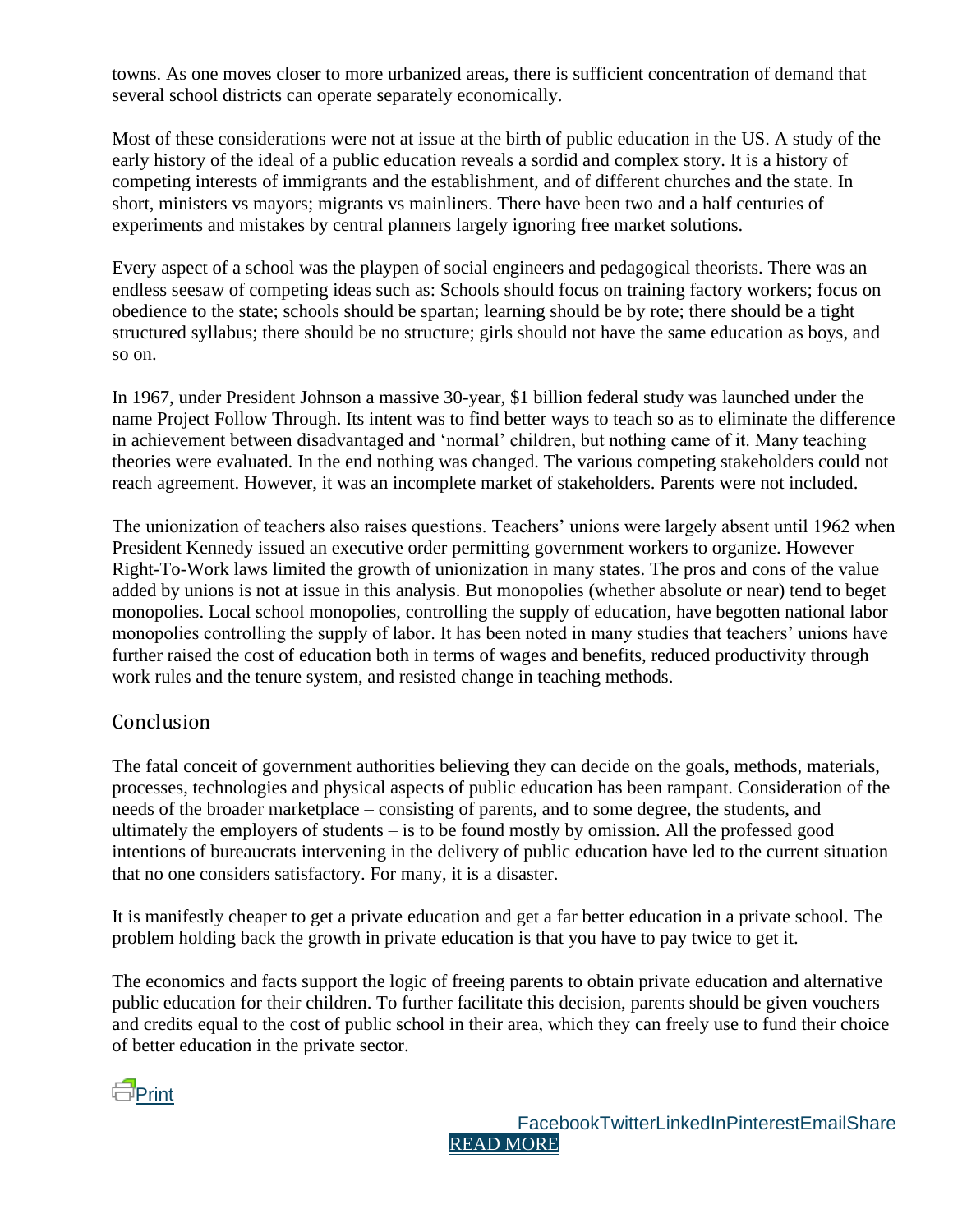towns. As one moves closer to more urbanized areas, there is sufficient concentration of demand that several school districts can operate separately economically.

Most of these considerations were not at issue at the birth of public education in the US. A study of the early history of the ideal of a public education reveals a sordid and complex story. It is a history of competing interests of immigrants and the establishment, and of different churches and the state. In short, ministers vs mayors; migrants vs mainliners. There have been two and a half centuries of experiments and mistakes by central planners largely ignoring free market solutions.

Every aspect of a school was the playpen of social engineers and pedagogical theorists. There was an endless seesaw of competing ideas such as: Schools should focus on training factory workers; focus on obedience to the state; schools should be spartan; learning should be by rote; there should be a tight structured syllabus; there should be no structure; girls should not have the same education as boys, and so on.

In 1967, under President Johnson a massive 30-year, $1 billion federal study was launched under the name Project Follow Through. Its intent was to find better ways to teach so as to eliminate the difference in achievement between disadvantaged and 'normal' children, but nothing came of it. Many teaching theories were evaluated. In the end nothing was changed. The various competing stakeholders could not reach agreement. However, it was an incomplete market of stakeholders. Parents were not included.

The unionization of teachers also raises questions. Teachers' unions were largely absent until 1962 when President Kennedy issued an executive order permitting government workers to organize. However Right-To-Work laws limited the growth of unionization in many states. The pros and cons of the value added by unions is not at issue in this analysis. But monopolies (whether absolute or near) tend to beget monopolies. Local school monopolies, controlling the supply of education, have begotten national labor monopolies controlling the supply of labor. It has been noted in many studies that teachers' unions have further raised the cost of education both in terms of wages and benefits, reduced productivity through work rules and the tenure system, and resisted change in teaching methods.

## Conclusion

The fatal conceit of government authorities believing they can decide on the goals, methods, materials, processes, technologies and physical aspects of public education has been rampant. Consideration of the needs of the broader marketplace – consisting of parents, and to some degree, the students, and ultimately the employers of students – is to be found mostly by omission. All the professed good intentions of bureaucrats intervening in the delivery of public education have led to the current situation that no one considers satisfactory. For many, it is a disaster.

It is manifestly cheaper to get a private education and get a far better education in a private school. The problem holding back the growth in private education is that you have to pay twice to get it.

The economics and facts support the logic of freeing parents to obtain private education and alternative public education for their children. To further facilitate this decision, parents should be given vouchers and credits equal to the cost of public school in their area, which they can freely use to fund their choice of better education in the private sector.

Print

FacebookTwitterLinkedInPinterestEmailShare

READ MORE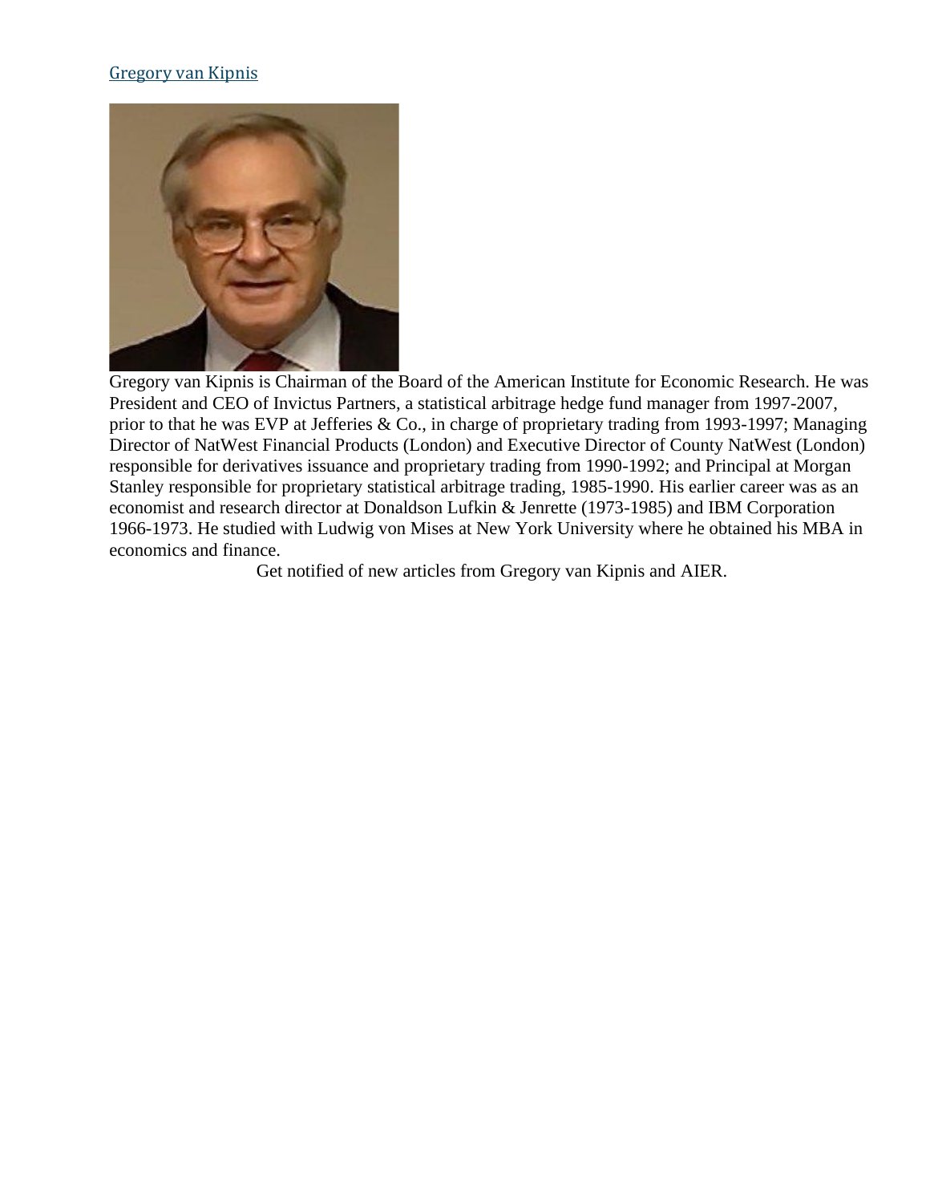[Gregory van Kipnis]

Gregory van Kipnis is Chairman of the Board of the American Institute for Economic Research. He was President and CEO of Invictus Partners, a statistical arbitrage hedge fund manager from 1997-2007, prior to that he was EVP at Jefferies & Co., in charge of proprietary trading from 1993-1997; Managing Director of NatWest Financial Products (London) and Executive Director of County NatWest (London) responsible for derivatives issuance and proprietary trading from 1990-1992; and Principal at Morgan Stanley responsible for proprietary statistical arbitrage trading, 1985-1990. His earlier career was as an economist and research director at Donaldson Lufkin & Jenrette (1973-1985) and IBM Corporation 1966-1973. He studied with Ludwig von Mises at New York University where he obtained his MBA in economics and finance.

Get notified of new articles from Gregory van Kipnis and AIER.